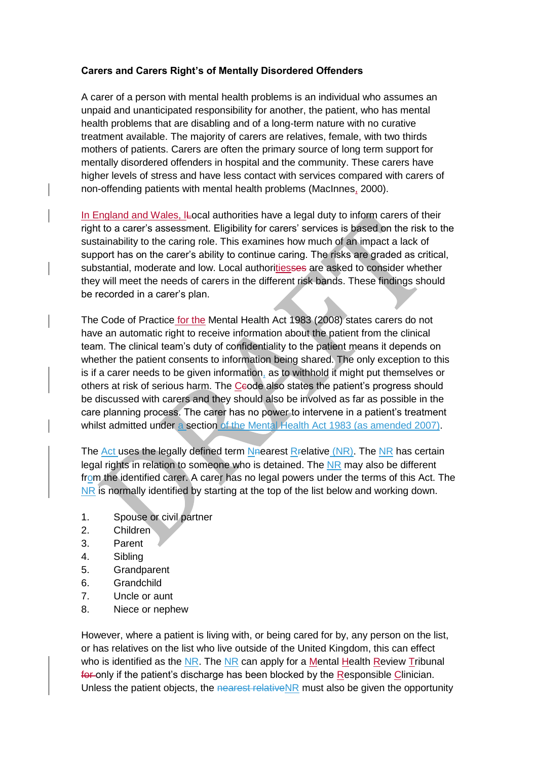**Carers and Carers Right's of Mentally Disordered Offenders**

A carer of a person with mental health problems is an individual who assumes an unpaid and unanticipated responsibility for another, the patient, who has mental health problems that are disabling and of a long-term nature with no curative treatment available. The majority of carers are relatives, female, with two thirds mothers of patients. Carers are often the primary source of long term support for mentally disordered offenders in hospital and the community. These carers have higher levels of stress and have less contact with services compared with carers of non-offending patients with mental health problems (MacInnes, 2000).

In England and Wales, local authorities have a legal duty to inform carers of their right to a carer's assessment. Eligibility for carers' services is based on the risk to the sustainability to the caring role. This examines how much of an impact a lack of support has on the carer's ability to continue caring. The risks are graded as critical, substantial, moderate and low. Local authorities are asked to consider whether they will meet the needs of carers in the different risk bands. These findings should be recorded in a carer's plan.

The Code of Practice for the Mental Health Act 1983 (2008) states carers do not have an automatic right to receive information about the patient from the clinical team. The clinical team's duty of confidentiality to the patient means it depends on whether the patient consents to information being shared. The only exception to this is if a carer needs to be given information, as to withhold it might put themselves or others at risk of serious harm. The Code also states the patient's progress should be discussed with carers and they should also be involved as far as possible in the care planning process. The carer has no power to intervene in a patient's treatment whilst admitted under a section of the Mental Health Act 1983 (as amended 2007).

The Act uses the legally defined term Nearest Relative (NR). The NR has certain legal rights in relation to someone who is detained. The NR may also be different from the identified carer. A carer has no legal powers under the terms of this Act. The NR is normally identified by starting at the top of the list below and working down.

1. Spouse or civil partner
2. Children
3. Parent
4. Sibling
5. Grandparent
6. Grandchild
7. Uncle or aunt
8. Niece or nephew

However, where a patient is living with, or being cared for by, any person on the list, or has relatives on the list who live outside of the United Kingdom, this can effect who is identified as the NR. The NR can apply for a Mental Health Review Tribunal only if the patient's discharge has been blocked by the Responsible Clinician. Unless the patient objects, the NR must also be given the opportunity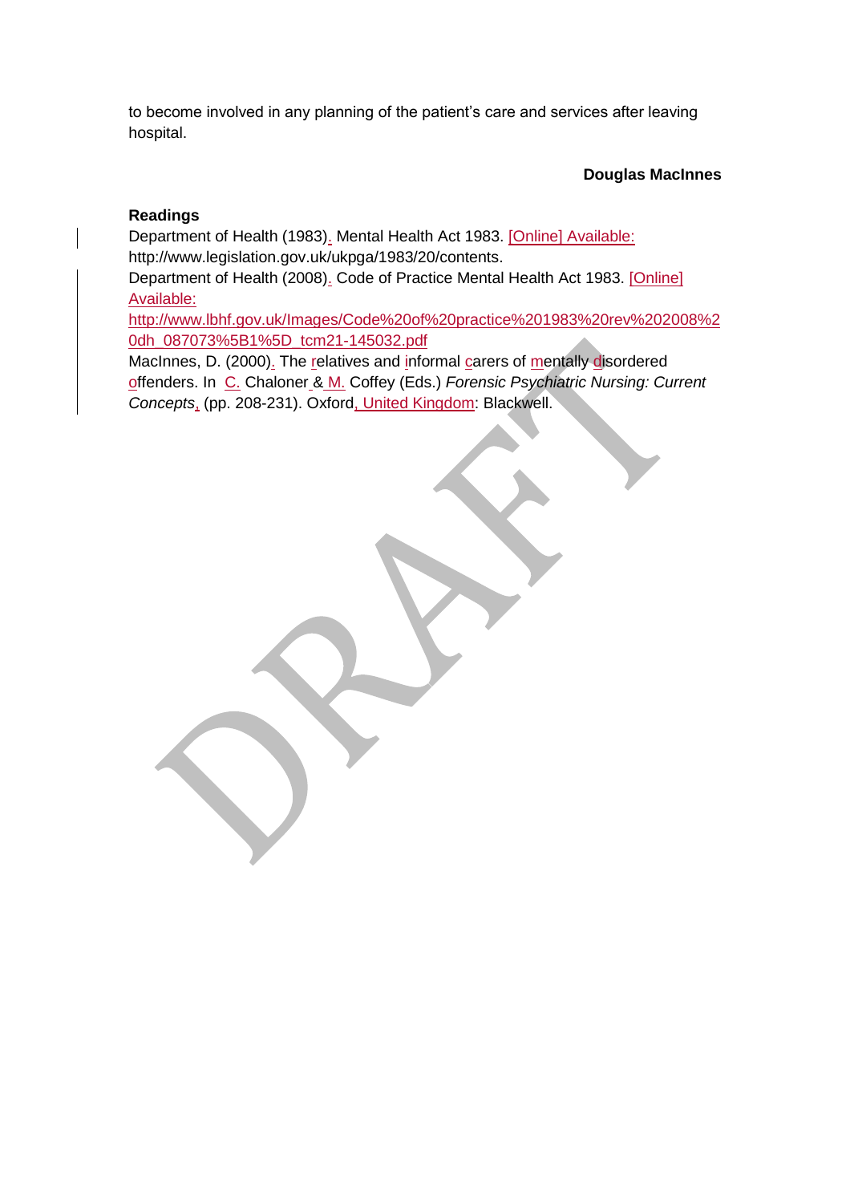to become involved in any planning of the patient's care and services after leaving hospital.

**Douglas MacInnes**

**Readings**

Department of Health (1983). Mental Health Act 1983. [Online] Available: http://www.legislation.gov.uk/ukpga/1983/20/contents.

Department of Health (2008). Code of Practice Mental Health Act 1983. [Online] Available: http://www.lbhf.gov.uk/Images/Code%20of%20practice%201983%20rev%202008%20dh_087073%5B1%5D_tcm21-145032.pdf

MacInnes, D. (2000). The relatives and informal carers of mentally disordered offenders. In C. Chaloner & M. Coffey (Eds.) *Forensic Psychiatric Nursing: Current Concepts*, (pp. 208-231). Oxford, United Kingdom: Blackwell.